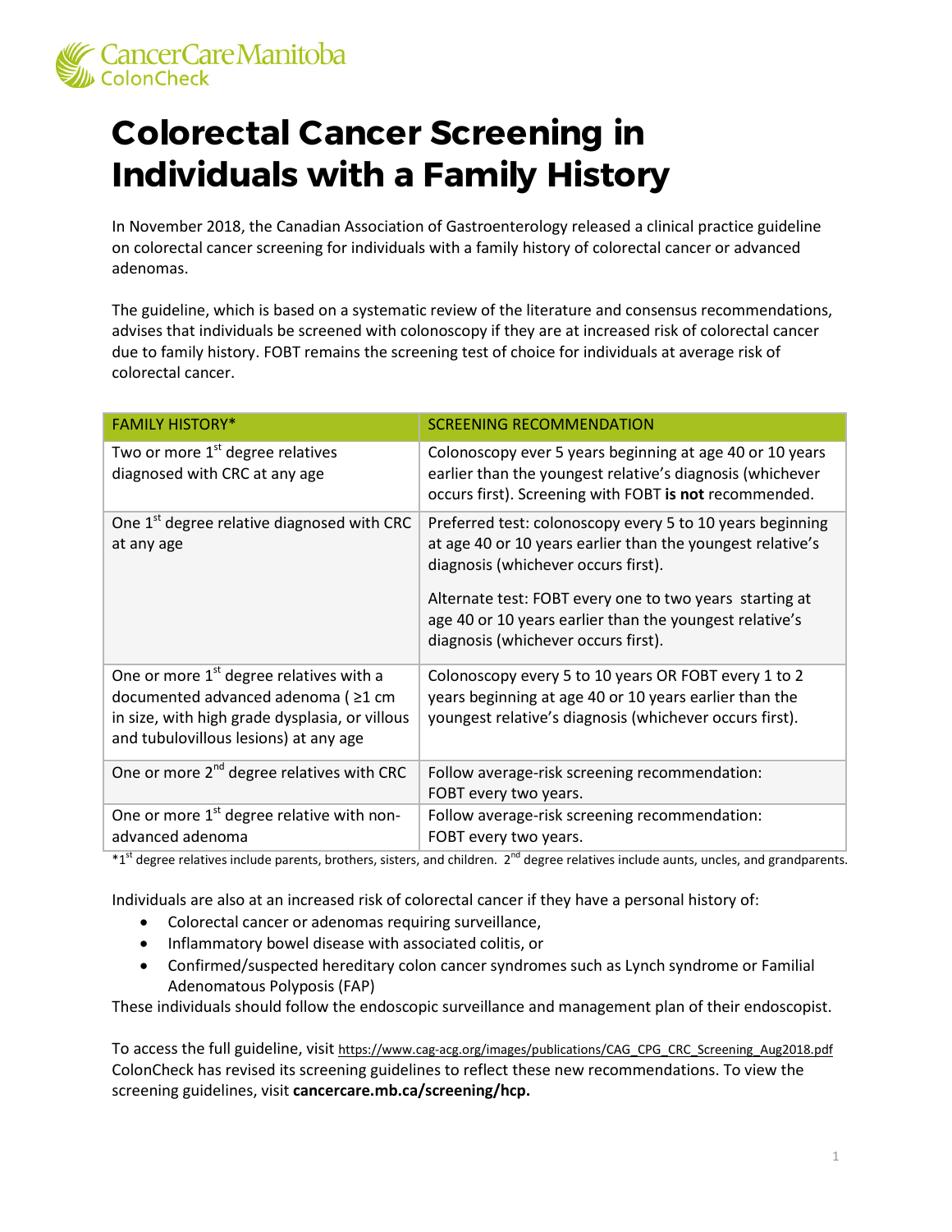CancerCare Manitoba
ColonCheck

# Colorectal Cancer Screening in Individuals with a Family History

In November 2018, the Canadian Association of Gastroenterology released a clinical practice guideline on colorectal cancer screening for individuals with a family history of colorectal cancer or advanced adenomas.

The guideline, which is based on a systematic review of the literature and consensus recommendations, advises that individuals be screened with colonoscopy if they are at increased risk of colorectal cancer due to family history. FOBT remains the screening test of choice for individuals at average risk of colorectal cancer.

| FAMILY HISTORY* | SCREENING RECOMMENDATION |
|---|---|
| Two or more 1st degree relatives diagnosed with CRC at any age | Colonoscopy ever 5 years beginning at age 40 or 10 years earlier than the youngest relative's diagnosis (whichever occurs first). Screening with FOBT **is not** recommended. |
| One 1st degree relative diagnosed with CRC at any age | Preferred test: colonoscopy every 5 to 10 years beginning at age 40 or 10 years earlier than the youngest relative's diagnosis (whichever occurs first).<br><br>Alternate test: FOBT every one to two years starting at age 40 or 10 years earlier than the youngest relative's diagnosis (whichever occurs first). |
| One or more 1st degree relatives with a documented advanced adenoma ( ≥1 cm in size, with high grade dysplasia, or villous and tubulovillous lesions) at any age | Colonoscopy every 5 to 10 years OR FOBT every 1 to 2 years beginning at age 40 or 10 years earlier than the youngest relative's diagnosis (whichever occurs first). |
| One or more 2nd degree relatives with CRC | Follow average-risk screening recommendation: FOBT every two years. |
| One or more 1st degree relative with non-advanced adenoma | Follow average-risk screening recommendation: FOBT every two years. |

*1st degree relatives include parents, brothers, sisters, and children. 2nd degree relatives include aunts, uncles, and grandparents.

Individuals are also at an increased risk of colorectal cancer if they have a personal history of:

- Colorectal cancer or adenomas requiring surveillance,
- Inflammatory bowel disease with associated colitis, or
- Confirmed/suspected hereditary colon cancer syndromes such as Lynch syndrome or Familial Adenomatous Polyposis (FAP)

These individuals should follow the endoscopic surveillance and management plan of their endoscopist.

To access the full guideline, visit https://www.cag-acg.org/images/publications/CAG_CPG_CRC_Screening_Aug2018.pdf
ColonCheck has revised its screening guidelines to reflect these new recommendations. To view the screening guidelines, visit **cancercare.mb.ca/screening/hcp.**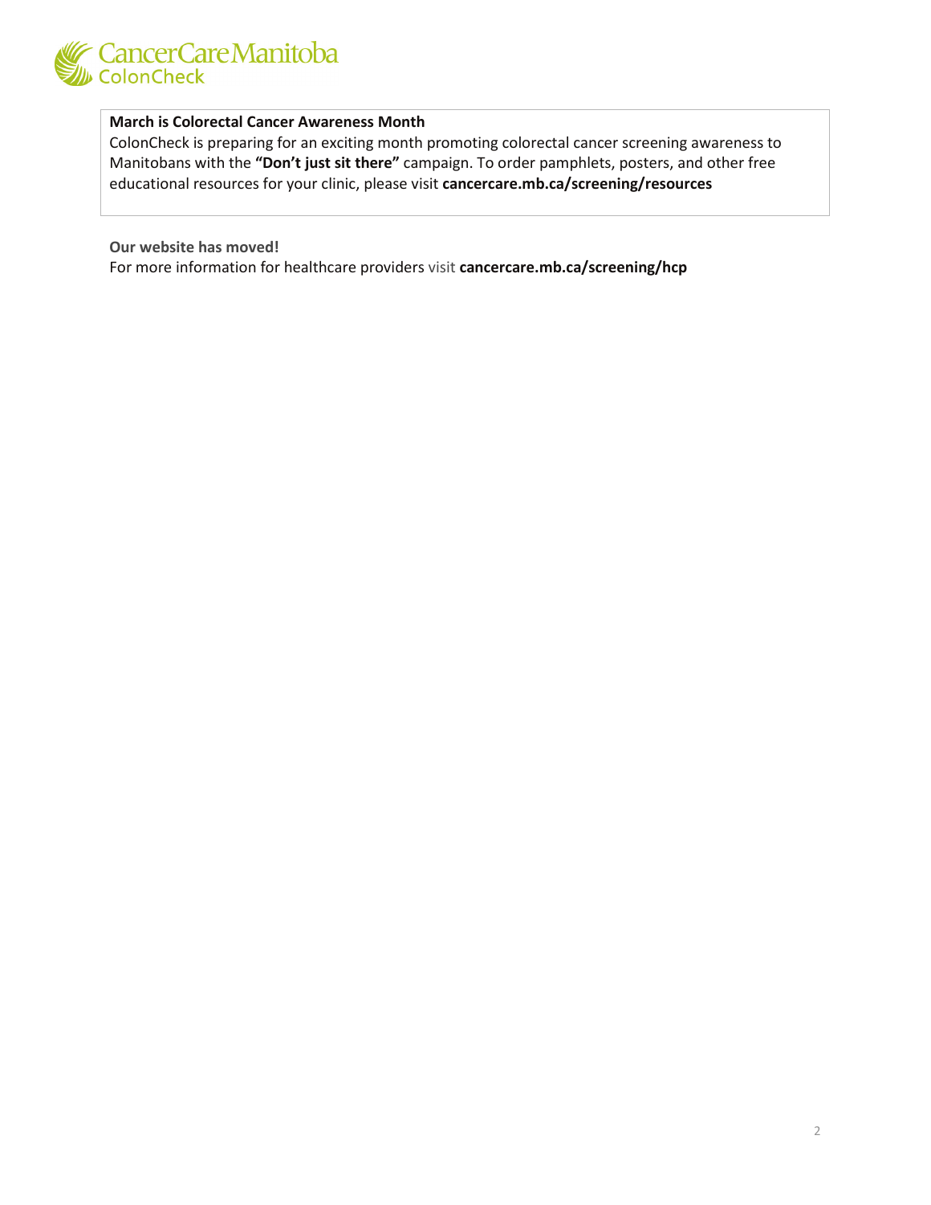CancerCareManitoba ColonCheck

**March is Colorectal Cancer Awareness Month**

ColonCheck is preparing for an exciting month promoting colorectal cancer screening awareness to Manitobans with the **"Don't just sit there"** campaign. To order pamphlets, posters, and other free educational resources for your clinic, please visit **cancercare.mb.ca/screening/resources**

**Our website has moved!**

For more information for healthcare providers visit **cancercare.mb.ca/screening/hcp**